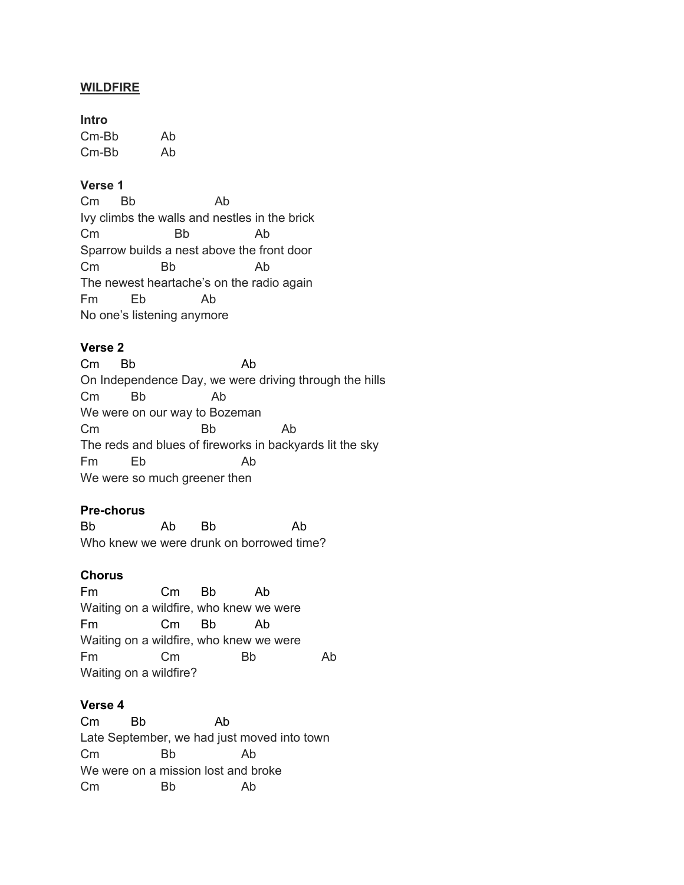**WILDFIRE**

**Intro**

```
Cm-Bb          Ab
Cm-Bb          Ab
```

**Verse 1**

```
Cm      Bb                   Ab
Ivy climbs the walls and nestles in the brick
Cm                   Bb                 Ab
Sparrow builds a nest above the front door
Cm               Bb                  Ab
The newest heartache's on the radio again
Fm         Eb             Ab
No one's listening anymore
```

**Verse 2**

```
Cm      Bb                          Ab
On Independence Day, we were driving through the hills
Cm         Bb                Ab
We were on our way to Bozeman
Cm                            Bb                Ab
The reds and blues of fireworks in backyards lit the sky
Fm         Eb                       Ab
We were so much greener then
```

**Pre-chorus**

```
Bb               Ab      Bb                  Ab
Who knew we were drunk on borrowed time?
```

**Chorus**

```
Fm               Cm      Bb          Ab
Waiting on a wildfire, who knew we were
Fm               Cm      Bb          Ab
Waiting on a wildfire, who knew we were
Fm               Cm                Bb                 Ab
Waiting on a wildfire?
```

**Verse 4**

```
Cm        Bb                  Ab
Late September, we had just moved into town
Cm               Bb                Ab
We were on a mission lost and broke
Cm               Bb                Ab
```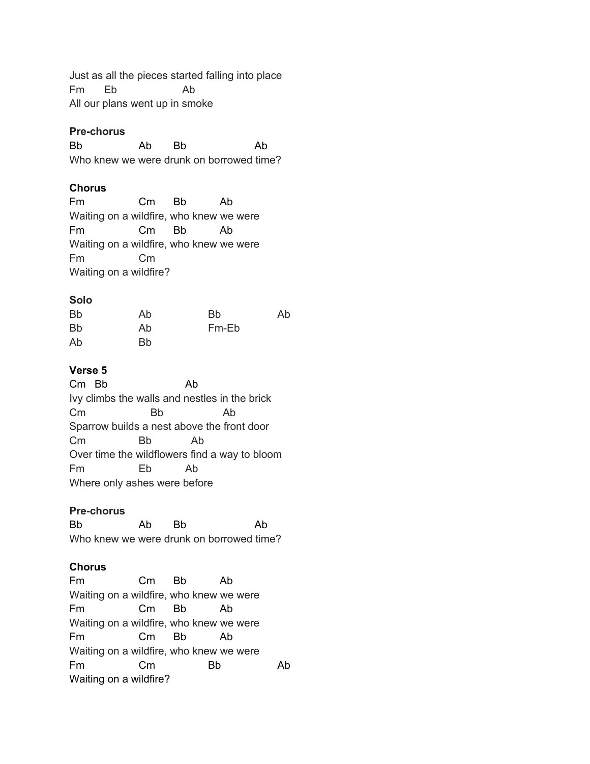```
Just as all the pieces started falling into place
Fm       Eb                    Ab
All our plans went up in smoke
```

**Pre-chorus**

```
Bb              Ab      Bb                  Ab
Who knew we were drunk on borrowed time?
```

**Chorus**

```
Fm              Cm      Bb         Ab
Waiting on a wildfire, who knew we were
Fm              Cm      Bb         Ab
Waiting on a wildfire, who knew we were
Fm              Cm
Waiting on a wildfire?
```

**Solo**

```
Bb              Ab              Bb              Ab
Bb              Ab              Fm-Eb
Ab              Bb
```

**Verse 5**

```
Cm   Bb                    Ab
Ivy climbs the walls and nestles in the brick
Cm                 Bb                 Ab
Sparrow builds a nest above the front door
Cm              Bb           Ab
Over time the wildflowers find a way to bloom
Fm              Eb           Ab
Where only ashes were before
```

**Pre-chorus**

```
Bb              Ab      Bb                  Ab
Who knew we were drunk on borrowed time?
```

**Chorus**

```
Fm              Cm      Bb         Ab
Waiting on a wildfire, who knew we were
Fm              Cm      Bb         Ab
Waiting on a wildfire, who knew we were
Fm              Cm      Bb         Ab
Waiting on a wildfire, who knew we were
Fm              Cm              Bb              Ab
Waiting on a wildfire?
```